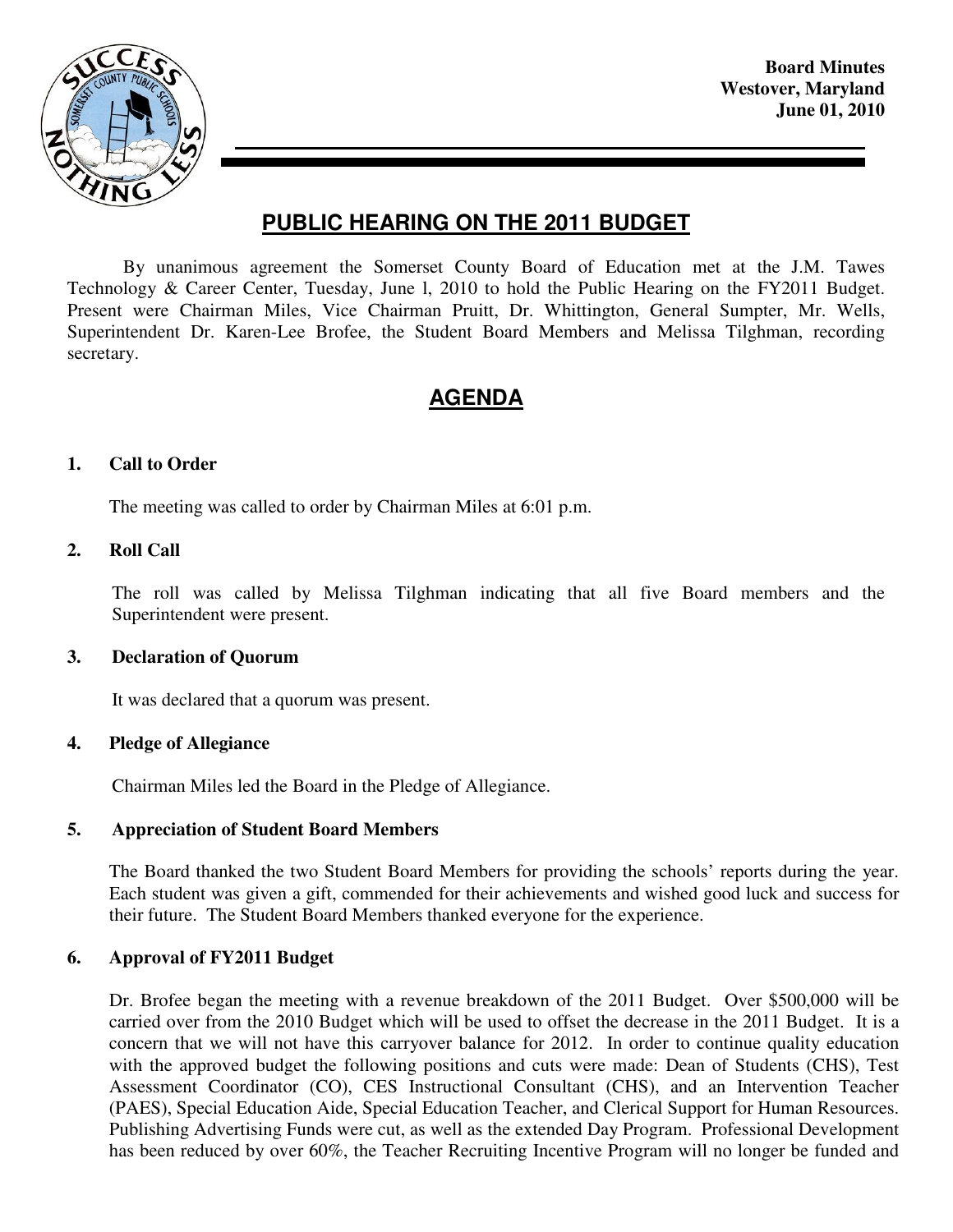**Board Minutes**
**Westover, Maryland**
**June 01, 2010**

# PUBLIC HEARING ON THE 2011 BUDGET

By unanimous agreement the Somerset County Board of Education met at the J.M. Tawes Technology & Career Center, Tuesday, June l, 2010 to hold the Public Hearing on the FY2011 Budget. Present were Chairman Miles, Vice Chairman Pruitt, Dr. Whittington, General Sumpter, Mr. Wells, Superintendent Dr. Karen-Lee Brofee, the Student Board Members and Melissa Tilghman, recording secretary.

## AGENDA

### 1. Call to Order

The meeting was called to order by Chairman Miles at 6:01 p.m.

### 2. Roll Call

The roll was called by Melissa Tilghman indicating that all five Board members and the Superintendent were present.

### 3. Declaration of Quorum

It was declared that a quorum was present.

### 4. Pledge of Allegiance

Chairman Miles led the Board in the Pledge of Allegiance.

### 5. Appreciation of Student Board Members

The Board thanked the two Student Board Members for providing the schools' reports during the year. Each student was given a gift, commended for their achievements and wished good luck and success for their future. The Student Board Members thanked everyone for the experience.

### 6. Approval of FY2011 Budget

Dr. Brofee began the meeting with a revenue breakdown of the 2011 Budget. Over $500,000 will be carried over from the 2010 Budget which will be used to offset the decrease in the 2011 Budget. It is a concern that we will not have this carryover balance for 2012. In order to continue quality education with the approved budget the following positions and cuts were made: Dean of Students (CHS), Test Assessment Coordinator (CO), CES Instructional Consultant (CHS), and an Intervention Teacher (PAES), Special Education Aide, Special Education Teacher, and Clerical Support for Human Resources. Publishing Advertising Funds were cut, as well as the extended Day Program. Professional Development has been reduced by over 60%, the Teacher Recruiting Incentive Program will no longer be funded and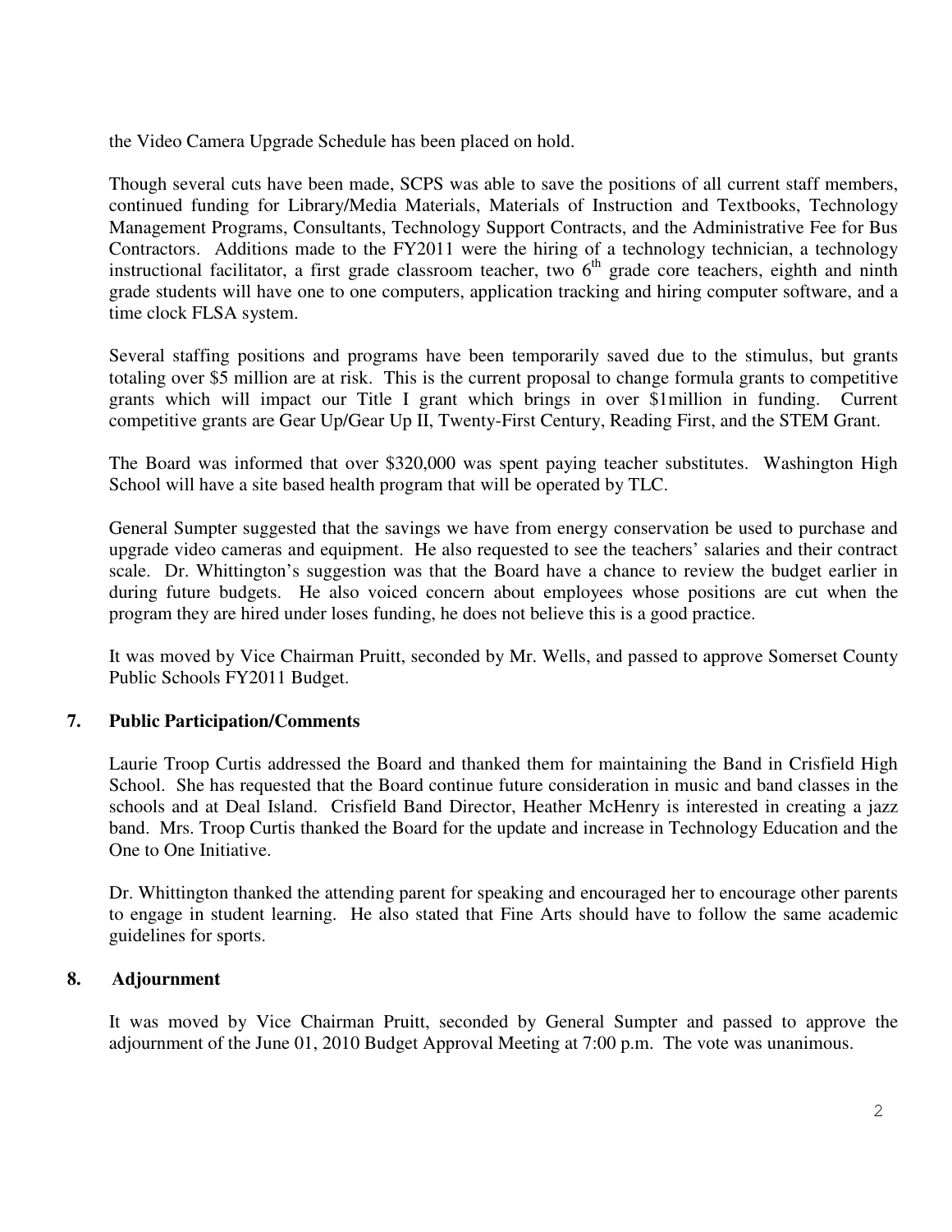the Video Camera Upgrade Schedule has been placed on hold.

Though several cuts have been made, SCPS was able to save the positions of all current staff members, continued funding for Library/Media Materials, Materials of Instruction and Textbooks, Technology Management Programs, Consultants, Technology Support Contracts, and the Administrative Fee for Bus Contractors. Additions made to the FY2011 were the hiring of a technology technician, a technology instructional facilitator, a first grade classroom teacher, two 6th grade core teachers, eighth and ninth grade students will have one to one computers, application tracking and hiring computer software, and a time clock FLSA system.

Several staffing positions and programs have been temporarily saved due to the stimulus, but grants totaling over $5 million are at risk. This is the current proposal to change formula grants to competitive grants which will impact our Title I grant which brings in over $1million in funding. Current competitive grants are Gear Up/Gear Up II, Twenty-First Century, Reading First, and the STEM Grant.

The Board was informed that over $320,000 was spent paying teacher substitutes. Washington High School will have a site based health program that will be operated by TLC.

General Sumpter suggested that the savings we have from energy conservation be used to purchase and upgrade video cameras and equipment. He also requested to see the teachers' salaries and their contract scale. Dr. Whittington's suggestion was that the Board have a chance to review the budget earlier in during future budgets. He also voiced concern about employees whose positions are cut when the program they are hired under loses funding, he does not believe this is a good practice.

It was moved by Vice Chairman Pruitt, seconded by Mr. Wells, and passed to approve Somerset County Public Schools FY2011 Budget.

## 7. Public Participation/Comments

Laurie Troop Curtis addressed the Board and thanked them for maintaining the Band in Crisfield High School. She has requested that the Board continue future consideration in music and band classes in the schools and at Deal Island. Crisfield Band Director, Heather McHenry is interested in creating a jazz band. Mrs. Troop Curtis thanked the Board for the update and increase in Technology Education and the One to One Initiative.

Dr. Whittington thanked the attending parent for speaking and encouraged her to encourage other parents to engage in student learning. He also stated that Fine Arts should have to follow the same academic guidelines for sports.

## 8. Adjournment

It was moved by Vice Chairman Pruitt, seconded by General Sumpter and passed to approve the adjournment of the June 01, 2010 Budget Approval Meeting at 7:00 p.m. The vote was unanimous.